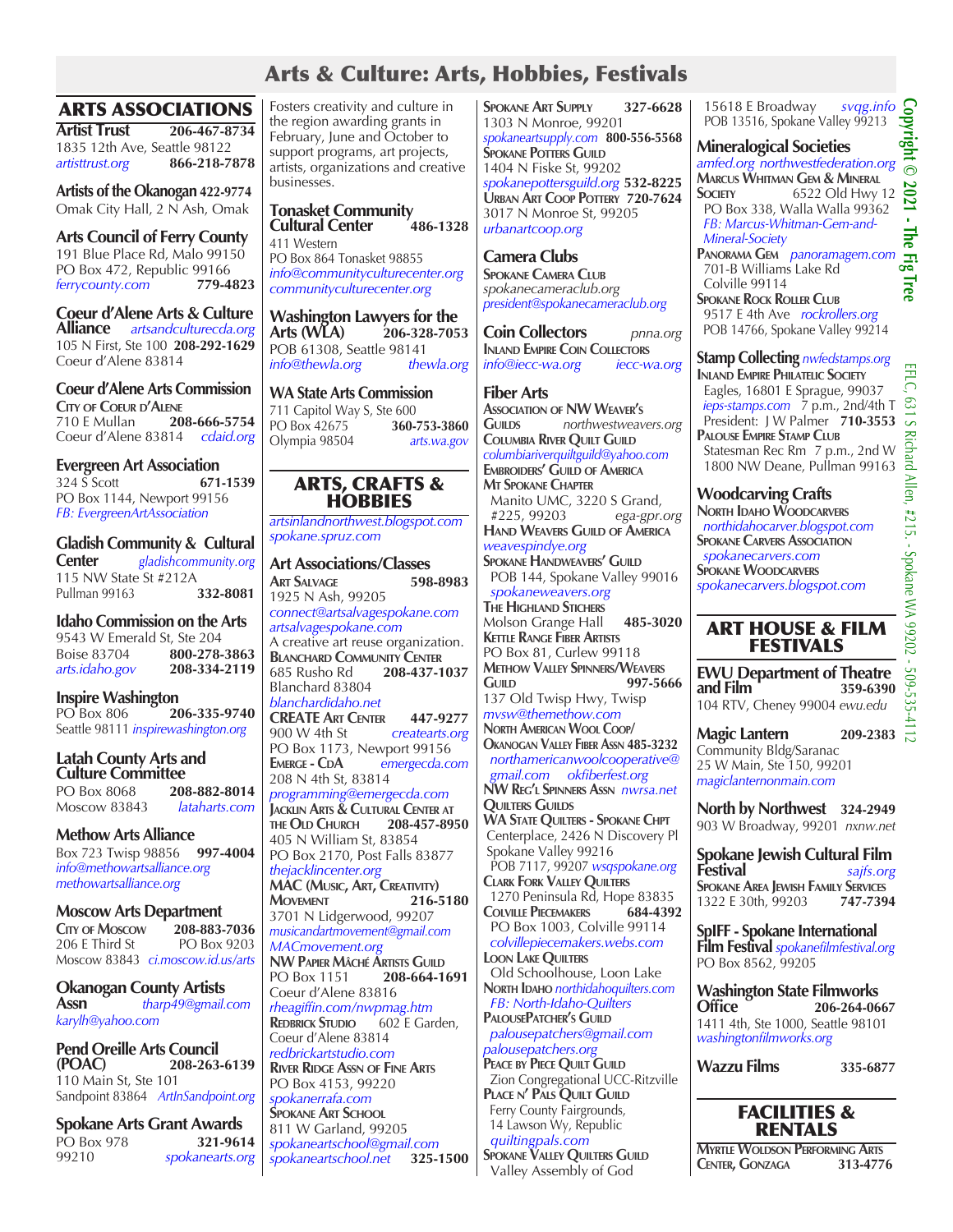# Arts & Culture: Arts, Hobbies, Festivals

## ARTS ASSOCIATIONS

**Artist Trust** 206-467-8734
1835 12th Ave, Seattle 98122
*artisttrust.org* 866-218-7878

**Artists of the Okanogan** 422-9774
Omak City Hall, 2 N Ash, Omak

**Arts Council of Ferry County**
191 Blue Place Rd, Malo 99150
PO Box 472, Republic 99166
*ferrycounty.com* 779-4823

**Coeur d'Alene Arts & Culture Alliance** *artsandculturecda.org*
105 N First, Ste 100 208-292-1629
Coeur d'Alene 83814

**Coeur d'Alene Arts Commission**
City of Coeur d'Alene
710 E Mullan 208-666-5754
Coeur d'Alene 83814 *cdaid.org*

**Evergreen Art Association**
324 S Scott 671-1539
PO Box 1144, Newport 99156
*FB: EvergreenArtAssociation*

**Gladish Community & Cultural Center** *gladishcommunity.org*
115 NW State St #212A
Pullman 99163 332-8081

**Idaho Commission on the Arts**
9543 W Emerald St, Ste 204
Boise 83704 800-278-3863
*arts.idaho.gov* 208-334-2119

**Inspire Washington**
PO Box 806 206-335-9740
Seattle 98111 *inspirewashington.org*

**Latah County Arts and Culture Committee**
PO Box 8068 208-882-8014
Moscow 83843 *lataharts.com*

**Methow Arts Alliance**
Box 723 Twisp 98856 997-4004
*info@methowartsalliance.org*
*methowartsalliance.org*

**Moscow Arts Department**
City of Moscow 208-883-7036
206 E Third St PO Box 9203
Moscow 83843 *ci.moscow.id.us/arts*

**Okanogan County Artists Assn** *tharp49@gmail.com*
*karylh@yahoo.com*

**Pend Oreille Arts Council (POAC)** 208-263-6139
110 Main St, Ste 101
Sandpoint 83864 *ArtInSandpoint.org*

**Spokane Arts Grant Awards**
PO Box 978 321-9614
99210 *spokanearts.org*
Fosters creativity and culture in the region awarding grants in February, June and October to support programs, art projects, artists, organizations and creative businesses.

**Tonasket Community Cultural Center** 486-1328
411 Western
PO Box 864 Tonasket 98855
*info@communityculturecenter.org*
*communityculturecenter.org*

**Washington Lawyers for the Arts (WLA)** 206-328-7053
POB 61308, Seattle 98141
*info@thewla.org* *thewla.org*

**WA State Arts Commission**
711 Capitol Way S, Ste 600
PO Box 42675 360-753-3860
Olympia 98504 *arts.wa.gov*

## ARTS, CRAFTS & HOBBIES

*artsinlandnorthwest.blogspot.com*
*spokane.spruz.com*

### Art Associations/Classes

**Art Salvage** 598-8983
1925 N Ash, 99205
*connect@artsalvagespokane.com*
*artsalvagespokane.com*
A creative art reuse organization.

**Blanchard Community Center**
685 Rusho Rd 208-437-1037
Blanchard 83804
*blanchardidaho.net*

**CREATE Art Center** 447-9277
900 W 4th St *createarts.org*
PO Box 1173, Newport 99156

**Emerge - CdA** *emergecda.com*
208 N 4th St, 83814
*programming@emergecda.com*

**Jacklin Arts & Cultural Center at the Old Church** 208-457-8950
405 N William St, 83854
PO Box 2170, Post Falls 83877
*thejacklincenter.org*

**MAC (Music, Art, Creativity) Movement** 216-5180
3701 N Lidgerwood, 99207
*musicandartmovement@gmail.com*
*MACmovement.org*

**NW Papier Mâché Artists Guild**
PO Box 1151 208-664-1691
Coeur d'Alene 83816
*rheagiffin.com/nwpmag.htm*

**Redbrick Studio** 602 E Garden,
Coeur d'Alene 83814
*redbrickartstudio.com*

**River Ridge Assn of Fine Arts**
PO Box 4153, 99220
*spokanerrafa.com*

**Spokane Art School**
811 W Garland, 99205
*spokaneartschool@gmail.com*
*spokaneartschool.net* 325-1500

**Spokane Art Supply** 327-6628
1303 N Monroe, 99201
*spokaneartsupply.com* 800-556-5568

**Spokane Potters Guild**
1404 N Fiske St, 99202
*spokanepottersguild.org* 532-8225

**Urban Art Coop Pottery** 720-7624
3017 N Monroe St, 99205
*urbanartcoop.org*

### Camera Clubs

**Spokane Camera Club**
*spokanecameraclub.org*
*president@spokanecameraclub.org*

### Coin Collectors *pnna.org*

**Inland Empire Coin Collectors**
*info@iecc-wa.org* *iecc-wa.org*

### Fiber Arts

**Association of NW Weaver's Guilds** *northwestweavers.org*

**Columbia River Quilt Guild**
*columbiariverquiltguild@yahoo.com*

**Embroiders' Guild of America Mt Spokane Chapter**
Manito UMC, 3220 S Grand, #225, 99203 *ega-gpr.org*

**Hand Weavers Guild of America**
*weavespindye.org*

**Spokane Handweavers' Guild**
POB 144, Spokane Valley 99016
*spokaneweavers.org*

**The Highland Stichers**
Molson Grange Hall 485-3020

**Kettle Range Fiber Artists**
PO Box 81, Curlew 99118

**Methow Valley Spinners/Weavers Guild** 997-5666
137 Old Twisp Hwy, Twisp
*mvsw@themethow.com*

**North American Wool Coop/ Okanogan Valley Fiber Assn** 485-3232
*northamericanwoolcooperative@gmail.com* *okfiberfest.org*

**NW Reg'l Spinners Assn** *nwrsa.net*

**Quilters Guilds**

**WA State Quilters - Spokane Chpt**
Centerplace, 2426 N Discovery Pl
Spokane Valley 99216
POB 7117, 99207 *wsqspokane.org*

**Clark Fork Valley Quilters**
1270 Peninsula Rd, Hope 83835

**Colville Piecemakers** 684-4392
PO Box 1003, Colville 99114
*colvillepiecemakers.webs.com*

**Loon Lake Quilters**
Old Schoolhouse, Loon Lake

**North Idaho** *northidahoquilters.com*
*FB: North-Idaho-Quilters*

**PalousePatcher's Guild**
*palousepatchers@gmail.com*
*palousepatchers.org*

**Peace by Piece Quilt Guild**
Zion Congregational UCC-Ritzville

**Place n' Pals Quilt Guild**
Ferry County Fairgrounds, 14 Lawson Wy, Republic
*quiltingpals.com*

**Spokane Valley Quilters Guild**
Valley Assembly of God
15618 E Broadway *svqg.info*
POB 13516, Spokane Valley 99213

### Mineralogical Societies

*amfed.org* *northwestfederation.org*

**Marcus Whitman Gem & Mineral Society** 6522 Old Hwy 12
PO Box 338, Walla Walla 99362
*FB: Marcus-Whitman-Gem-and-Mineral-Society*

**Panorama Gem** *panoramagem.com*
701-B Williams Lake Rd
Colville 99114

**Spokane Rock Roller Club**
9517 E 4th Ave *rockrollers.org*
POB 14766, Spokane Valley 99214

### Stamp Collecting *nwfedstamps.org*

**Inland Empire Philatelic Society**
Eagles, 16801 E Sprague, 99037
*ieps-stamps.com* 7 p.m., 2nd/4th T
President: J W Palmer 710-3553

**Palouse Empire Stamp Club**
Statesman Rec Rm 7 p.m., 2nd W
1800 NW Deane, Pullman 99163

### Woodcarving Crafts

**North Idaho Woodcarvers**
*northidahocarver.blogspot.com*

**Spokane Carvers Association**
*spokanecarvers.com*

**Spokane Woodcarvers**
*spokanecarvers.blogspot.com*

## ART HOUSE & FILM FESTIVALS

**EWU Department of Theatre and Film** 359-6390
104 RTV, Cheney 99004 *ewu.edu*

**Magic Lantern** 209-2383
Community Bldg/Saranac
25 W Main, Ste 150, 99201
*magiclanternonmain.com*

**North by Northwest** 324-2949
903 W Broadway, 99201 *nxnw.net*

**Spokane Jewish Cultural Film Festival** *sajfs.org*
Spokane Area Jewish Family Services
1322 E 30th, 99203 747-7394

**SpIFF - Spokane International Film Festival** *spokanefilmfestival.org*
PO Box 8562, 99205

**Washington State Filmworks Office** 206-264-0667
1411 4th, Ste 1000, Seattle 98101
*washingtonfilmworks.org*

**Wazzu Films** 335-6877

## FACILITIES & RENTALS

**Myrtle Woldson Performing Arts Center, Gonzaga** 313-4776

Copyright © 2021 - The Fig Tree

EFLC, 631 S Richard Allen, #215 - Spokane WA 99202 - 509-535-4112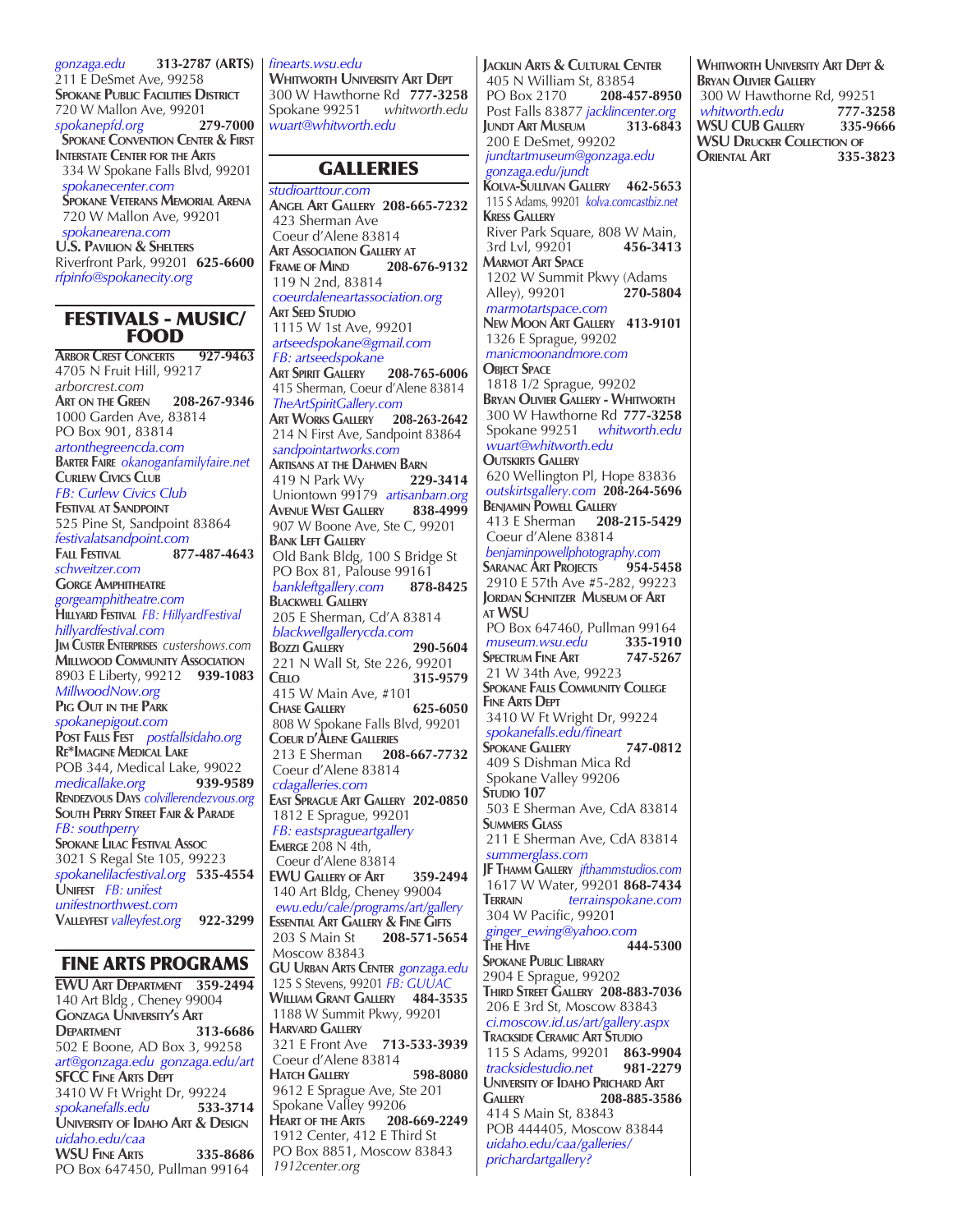gonzaga.edu **313-2787 (ARTS)**
211 E DeSmet Ave, 99258
**Spokane Public Facilities District**
720 W Mallon Ave, 99201
spokanepfd.org **279-7000**
**Spokane Convention Center & First Interstate Center for the Arts**
334 W Spokane Falls Blvd, 99201
spokanecenter.com
**Spokane Veterans Memorial Arena**
720 W Mallon Ave, 99201
spokanearena.com
**U.S. Pavilion & Shelters**
Riverfront Park, 99201 **625-6600**
rfpinfo@spokanecity.org

## FESTIVALS - MUSIC/ FOOD

**Arbor Crest Concerts 927-9463**
4705 N Fruit Hill, 99217
arborcrest.com
**Art on the Green 208-267-9346**
1000 Garden Ave, 83814
PO Box 901, 83814
artonthegreencda.com
**Barter Faire** okanoganfamilyfaire.net
**Curlew Civics Club**
FB: Curlew Civics Club
**Festival at Sandpoint**
525 Pine St, Sandpoint 83864
festivalatsandpoint.com
**Fall Festival 877-487-4643**
schweitzer.com
**Gorge Amphitheatre**
gorgeamphitheatre.com
**Hillyard Festival** FB: HillyardFestival
hillyardfestival.com
**Jim Custer Enterprises** custershows.com
**Millwood Community Association**
8903 E Liberty, 99212 **939-1083**
MillwoodNow.org
**Pig Out in the Park**
spokanepigout.com
**Post Falls Fest** postfallsidaho.org
**Re*Imagine Medical Lake**
POB 344, Medical Lake, 99022
medicallake.org **939-9589**
**Rendezvous Days** colvillerendezvous.org
**South Perry Street Fair & Parade**
FB: southperry
**Spokane Lilac Festival Assoc**
3021 S Regal Ste 105, 99223
spokanelilacfestival.org **535-4554**
**Unifest** FB: unifest
unifestnorthwest.com
**Valleyfest** valleyfest.org **922-3299**

## FINE ARTS PROGRAMS

**EWU Art Department 359-2494**
140 Art Bldg , Cheney 99004
**Gonzaga University's Art Department 313-6686**
502 E Boone, AD Box 3, 99258
art@gonzaga.edu gonzaga.edu/art
**SFCC Fine Arts Dept**
3410 W Ft Wright Dr, 99224
spokanefalls.edu **533-3714**
**University of Idaho Art & Design**
uidaho.edu/caa
**WSU Fine Arts 335-8686**
PO Box 647450, Pullman 99164
finearts.wsu.edu
**Whitworth University Art Dept**
300 W Hawthorne Rd **777-3258**
Spokane 99251 whitworth.edu
wuart@whitworth.edu

## GALLERIES

studioarttour.com
**Angel Art Gallery 208-665-7232**
423 Sherman Ave
Coeur d'Alene 83814
**Art Association Gallery at Frame of Mind 208-676-9132**
119 N 2nd, 83814
coeurdaleneartassociation.org
**Art Seed Studio**
1115 W 1st Ave, 99201
artseedspokane@gmail.com
FB: artseedspokane
**Art Spirit Gallery 208-765-6006**
415 Sherman, Coeur d'Alene 83814
TheArtSpiritGallery.com
**Art Works Gallery 208-263-2642**
214 N First Ave, Sandpoint 83864
sandpointartworks.com
**Artisans at the Dahmen Barn**
419 N Park Wy **229-3414**
Uniontown 99179 artisanbarn.org
**Avenue West Gallery 838-4999**
907 W Boone Ave, Ste C, 99201
**Bank Left Gallery**
Old Bank Bldg, 100 S Bridge St
PO Box 81, Palouse 99161
bankleftgallery.com **878-8425**
**Blackwell Gallery**
205 E Sherman, Cd'A 83814
blackwellgallerycda.com
**Bozzi Gallery 290-5604**
221 N Wall St, Ste 226, 99201
**Cello 315-9579**
415 W Main Ave, #101
**Chase Gallery 625-6050**
808 W Spokane Falls Blvd, 99201
**Coeur d'Alene Galleries**
213 E Sherman **208-667-7732**
Coeur d'Alene 83814
cdagalleries.com
**East Sprague Art Gallery 202-0850**
1812 E Sprague, 99201
FB: eastspragueartgallery
**Emerge** 208 N 4th,
Coeur d'Alene 83814
**EWU Gallery of Art 359-2494**
140 Art Bldg, Cheney 99004
ewu.edu/cale/programs/art/gallery
**Essential Art Gallery & Fine Gifts**
203 S Main St **208-571-5654**
Moscow 83843
**GU Urban Arts Center** gonzaga.edu
125 S Stevens, 99201 FB: GUUAC
**William Grant Gallery 484-3535**
1188 W Summit Pkwy, 99201
**Harvard Gallery**
321 E Front Ave **713-533-3939**
Coeur d'Alene 83814
**Hatch Gallery 598-8080**
9612 E Sprague Ave, Ste 201
Spokane Valley 99206
**Heart of the Arts 208-669-2249**
1912 Center, 412 E Third St
PO Box 8851, Moscow 83843
1912center.org
**Jacklin Arts & Cultural Center**
405 N William St, 83854
PO Box 2170 **208-457-8950**
Post Falls 83877 jacklincenter.org
**Jundt Art Museum 313-6843**
200 E DeSmet, 99202
jundtartmuseum@gonzaga.edu
gonzaga.edu/jundt
**Kolva-Sullivan Gallery 462-5653**
115 S Adams, 99201 kolva.comcastbiz.net
**Kress Gallery**
River Park Square, 808 W Main,
3rd Lvl, 99201 **456-3413**
**Marmot Art Space**
1202 W Summit Pkwy (Adams Alley), 99201 **270-5804**
marmotartspace.com
**New Moon Art Gallery 413-9101**
1326 E Sprague, 99202
manicmoonandmore.com
**Object Space**
1818 1/2 Sprague, 99202
**Bryan Olivier Gallery - Whitworth**
300 W Hawthorne Rd **777-3258**
Spokane 99251 whitworth.edu
wuart@whitworth.edu
**Outskirts Gallery**
620 Wellington Pl, Hope 83836
outskirtsgallery.com **208-264-5696**
**Benjamin Powell Gallery**
413 E Sherman **208-215-5429**
Coeur d'Alene 83814
benjaminpowellphotography.com
**Saranac Art Projects 954-5458**
2910 E 57th Ave #5-282, 99223
**Jordan Schnitzer Museum of Art at WSU**
PO Box 647460, Pullman 99164
museum.wsu.edu **335-1910**
**Spectrum Fine Art 747-5267**
21 W 34th Ave, 99223
**Spokane Falls Community College Fine Arts Dept**
3410 W Ft Wright Dr, 99224
spokanefalls.edu/fineart
**Spokane Gallery 747-0812**
409 S Dishman Mica Rd
Spokane Valley 99206
**Studio 107**
503 E Sherman Ave, CdA 83814
**Summers Glass**
211 E Sherman Ave, CdA 83814
summerglass.com
**JF Thamm Gallery** jfthammstudios.com
1617 W Water, 99201 **868-7434**
**Terrain** terrainspokane.com
304 W Pacific, 99201
ginger_ewing@yahoo.com
**The Hive 444-5300**
**Spokane Public Library**
2904 E Sprague, 99202
**Third Street Gallery 208-883-7036**
206 E 3rd St, Moscow 83843
ci.moscow.id.us/art/gallery.aspx
**Trackside Ceramic Art Studio**
115 S Adams, 99201 **863-9904**
tracksidestudio.net **981-2279**
**University of Idaho Prichard Art Gallery 208-885-3586**
414 S Main St, 83843
POB 444405, Moscow 83844
uidaho.edu/caa/galleries/
prichardartgallery?
**Whitworth University Art Dept & Bryan Olivier Gallery**
300 W Hawthorne Rd, 99251
whitworth.edu **777-3258**
**WSU CUB Gallery 335-9666**
**WSU Drucker Collection of Oriental Art 335-3823**